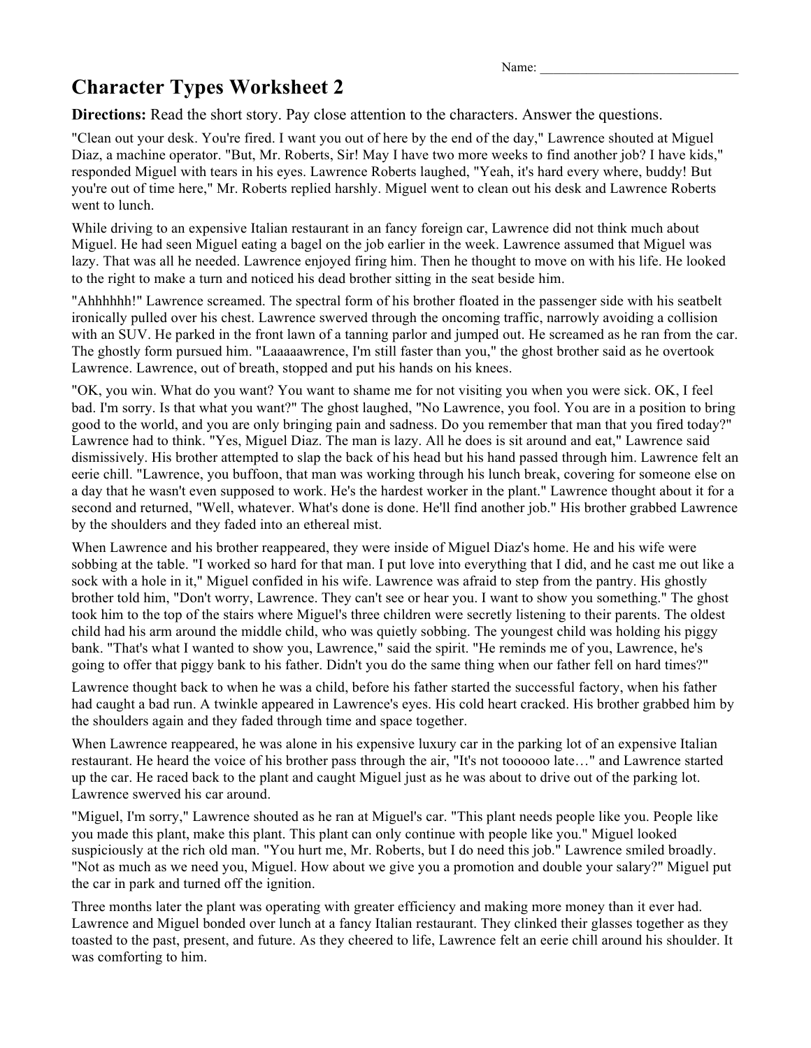Name: ______________________________

# Character Types Worksheet 2

**Directions:** Read the short story. Pay close attention to the characters. Answer the questions.

"Clean out your desk. You're fired. I want you out of here by the end of the day," Lawrence shouted at Miguel Diaz, a machine operator. "But, Mr. Roberts, Sir! May I have two more weeks to find another job? I have kids," responded Miguel with tears in his eyes. Lawrence Roberts laughed, "Yeah, it's hard every where, buddy! But you're out of time here," Mr. Roberts replied harshly. Miguel went to clean out his desk and Lawrence Roberts went to lunch.

While driving to an expensive Italian restaurant in an fancy foreign car, Lawrence did not think much about Miguel. He had seen Miguel eating a bagel on the job earlier in the week. Lawrence assumed that Miguel was lazy. That was all he needed. Lawrence enjoyed firing him. Then he thought to move on with his life. He looked to the right to make a turn and noticed his dead brother sitting in the seat beside him.

"Ahhhhhh!" Lawrence screamed. The spectral form of his brother floated in the passenger side with his seatbelt ironically pulled over his chest. Lawrence swerved through the oncoming traffic, narrowly avoiding a collision with an SUV. He parked in the front lawn of a tanning parlor and jumped out. He screamed as he ran from the car. The ghostly form pursued him. "Laaaaawrence, I'm still faster than you," the ghost brother said as he overtook Lawrence. Lawrence, out of breath, stopped and put his hands on his knees.

"OK, you win. What do you want? You want to shame me for not visiting you when you were sick. OK, I feel bad. I'm sorry. Is that what you want?" The ghost laughed, "No Lawrence, you fool. You are in a position to bring good to the world, and you are only bringing pain and sadness. Do you remember that man that you fired today?" Lawrence had to think. "Yes, Miguel Diaz. The man is lazy. All he does is sit around and eat," Lawrence said dismissively. His brother attempted to slap the back of his head but his hand passed through him. Lawrence felt an eerie chill. "Lawrence, you buffoon, that man was working through his lunch break, covering for someone else on a day that he wasn't even supposed to work. He's the hardest worker in the plant." Lawrence thought about it for a second and returned, "Well, whatever. What's done is done. He'll find another job." His brother grabbed Lawrence by the shoulders and they faded into an ethereal mist.

When Lawrence and his brother reappeared, they were inside of Miguel Diaz's home. He and his wife were sobbing at the table. "I worked so hard for that man. I put love into everything that I did, and he cast me out like a sock with a hole in it," Miguel confided in his wife. Lawrence was afraid to step from the pantry. His ghostly brother told him, "Don't worry, Lawrence. They can't see or hear you. I want to show you something." The ghost took him to the top of the stairs where Miguel's three children were secretly listening to their parents. The oldest child had his arm around the middle child, who was quietly sobbing. The youngest child was holding his piggy bank. "That's what I wanted to show you, Lawrence," said the spirit. "He reminds me of you, Lawrence, he's going to offer that piggy bank to his father. Didn't you do the same thing when our father fell on hard times?"

Lawrence thought back to when he was a child, before his father started the successful factory, when his father had caught a bad run. A twinkle appeared in Lawrence's eyes. His cold heart cracked. His brother grabbed him by the shoulders again and they faded through time and space together.

When Lawrence reappeared, he was alone in his expensive luxury car in the parking lot of an expensive Italian restaurant. He heard the voice of his brother pass through the air, "It's not toooooo late…" and Lawrence started up the car. He raced back to the plant and caught Miguel just as he was about to drive out of the parking lot. Lawrence swerved his car around.

"Miguel, I'm sorry," Lawrence shouted as he ran at Miguel's car. "This plant needs people like you. People like you made this plant, make this plant. This plant can only continue with people like you." Miguel looked suspiciously at the rich old man. "You hurt me, Mr. Roberts, but I do need this job." Lawrence smiled broadly. "Not as much as we need you, Miguel. How about we give you a promotion and double your salary?" Miguel put the car in park and turned off the ignition.

Three months later the plant was operating with greater efficiency and making more money than it ever had. Lawrence and Miguel bonded over lunch at a fancy Italian restaurant. They clinked their glasses together as they toasted to the past, present, and future. As they cheered to life, Lawrence felt an eerie chill around his shoulder. It was comforting to him.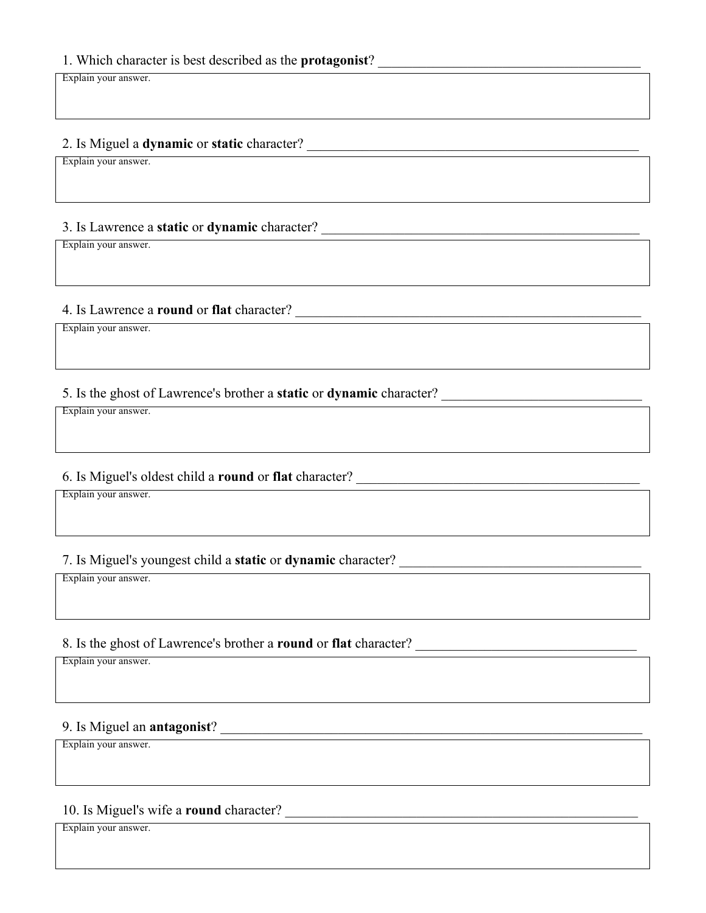1. Which character is best described as the **protagonist**? ______________________________________

Explain your answer.

2. Is Miguel a **dynamic** or **static** character? __________________________________________________

Explain your answer.

3. Is Lawrence a **static** or **dynamic** character? ________________________________________________

Explain your answer.

4. Is Lawrence a **round** or **flat** character? ____________________________________________________

Explain your answer.

5. Is the ghost of Lawrence's brother a **static** or **dynamic** character? _____________________________

Explain your answer.

6. Is Miguel's oldest child a **round** or **flat** character? ___________________________________________

Explain your answer.

7. Is Miguel's youngest child a **static** or **dynamic** character? ____________________________________

Explain your answer.

8. Is the ghost of Lawrence's brother a **round** or **flat** character? __________________________________

Explain your answer.

9. Is Miguel an **antagonist**? _____________________________________________________________

Explain your answer.

10. Is Miguel's wife a **round** character? ___________________________________________________

Explain your answer.